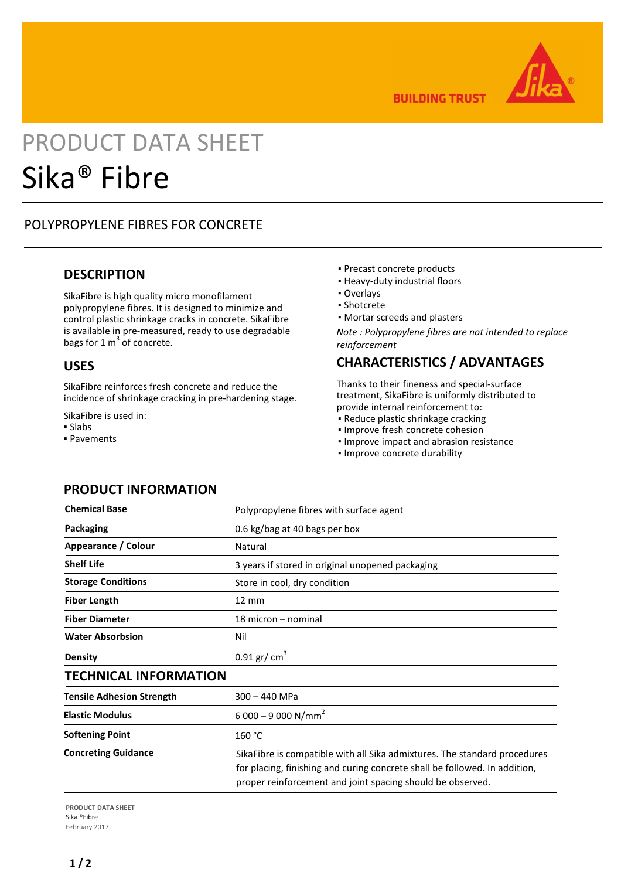# PRODUCT DATA SHEET

# Sika® Fibre

POLYPROPYLENE FIBRES FOR CONCRETE

## DESCRIPTION

SikaFibre is high quality micro monofilament polypropylene fibres. It is designed to minimize and control plastic shrinkage cracks in concrete. SikaFibre is available in pre-measured, ready to use degradable bags for 1 $m^3$ of concrete.

## USES

SikaFibre reinforces fresh concrete and reduce the incidence of shrinkage cracking in pre-hardening stage.

SikaFibre is used in:

- Slabs
- Pavements
- Precast concrete products
- Heavy-duty industrial floors
- Overlays
- Shotcrete
- Mortar screeds and plasters

*Note : Polypropylene fibres are not intended to replace reinforcement*

## CHARACTERISTICS / ADVANTAGES

Thanks to their fineness and special-surface treatment, SikaFibre is uniformly distributed to provide internal reinforcement to:

- Reduce plastic shrinkage cracking
- Improve fresh concrete cohesion
- Improve impact and abrasion resistance
- Improve concrete durability

## PRODUCT INFORMATION

| | |
|---|---|
| **Chemical Base** | Polypropylene fibres with surface agent |
| **Packaging** | 0.6 kg/bag at 40 bags per box |
| **Appearance / Colour** | Natural |
| **Shelf Life** | 3 years if stored in original unopened packaging |
| **Storage Conditions** | Store in cool, dry condition |
| **Fiber Length** | 12 mm |
| **Fiber Diameter** | 18 micron – nominal |
| **Water Absorbsion** | Nil |
| **Density** | 0.91 gr/ $cm^3$ |

## TECHNICAL INFORMATION

| | |
|---|---|
| **Tensile Adhesion Strength** | 300 – 440 MPa |
| **Elastic Modulus** | 6 000 – 9 000 N/$mm^2$ |
| **Softening Point** | 160 °C |
| **Concreting Guidance** | SikaFibre is compatible with all Sika admixtures. The standard procedures for placing, finishing and curing concrete shall be followed. In addition, proper reinforcement and joint spacing should be observed. |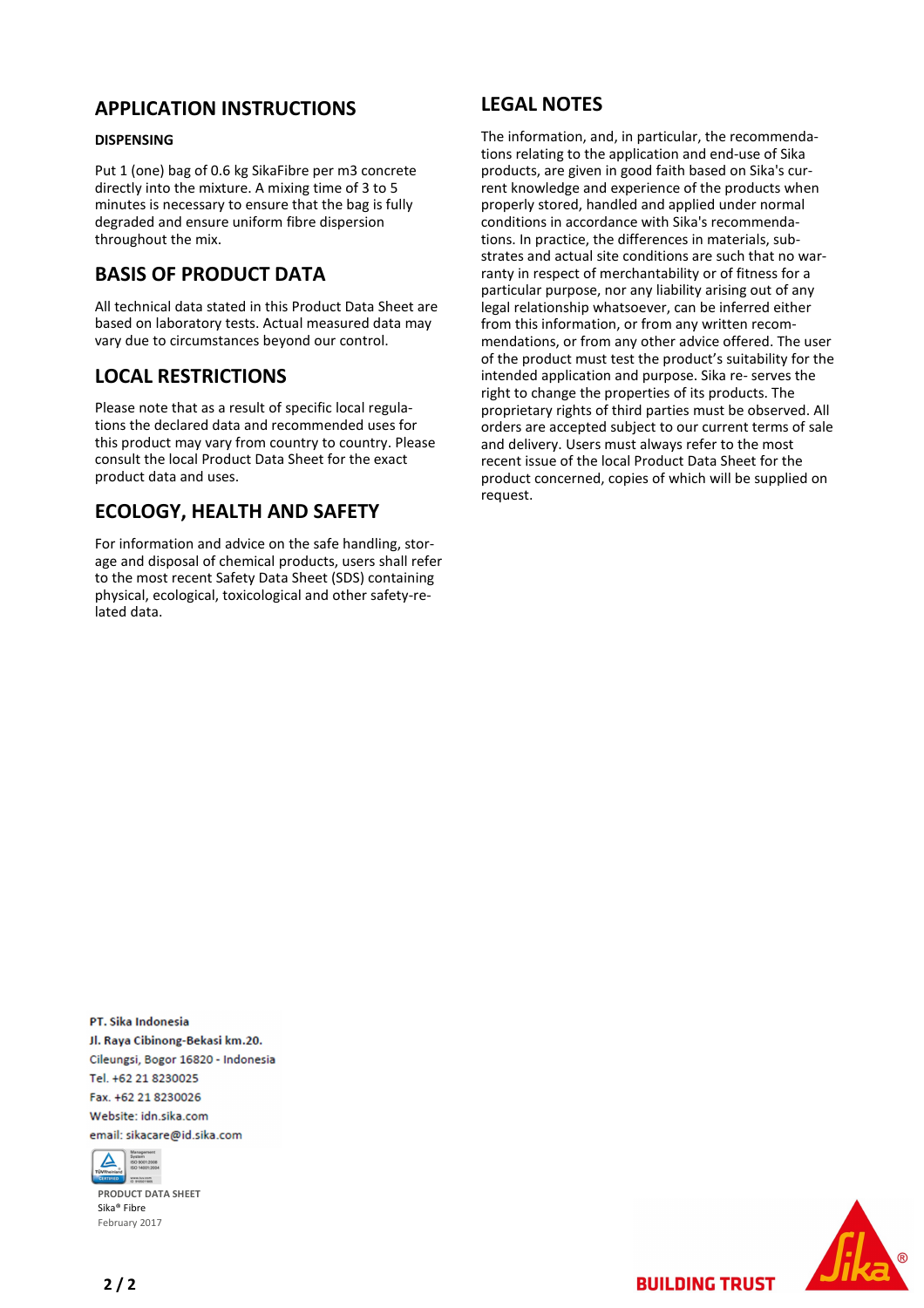## APPLICATION INSTRUCTIONS

### DISPENSING

Put 1 (one) bag of 0.6 kg SikaFibre per m3 concrete directly into the mixture. A mixing time of 3 to 5 minutes is necessary to ensure that the bag is fully degraded and ensure uniform fibre dispersion throughout the mix.

## BASIS OF PRODUCT DATA

All technical data stated in this Product Data Sheet are based on laboratory tests. Actual measured data may vary due to circumstances beyond our control.

## LOCAL RESTRICTIONS

Please note that as a result of specific local regulations the declared data and recommended uses for this product may vary from country to country. Please consult the local Product Data Sheet for the exact product data and uses.

## ECOLOGY, HEALTH AND SAFETY

For information and advice on the safe handling, storage and disposal of chemical products, users shall refer to the most recent Safety Data Sheet (SDS) containing physical, ecological, toxicological and other safety-related data.

## LEGAL NOTES

The information, and, in particular, the recommendations relating to the application and end-use of Sika products, are given in good faith based on Sika's current knowledge and experience of the products when properly stored, handled and applied under normal conditions in accordance with Sika's recommendations. In practice, the differences in materials, substrates and actual site conditions are such that no warranty in respect of merchantability or of fitness for a particular purpose, nor any liability arising out of any legal relationship whatsoever, can be inferred either from this information, or from any written recommendations, or from any other advice offered. The user of the product must test the product's suitability for the intended application and purpose. Sika re- serves the right to change the properties of its products. The proprietary rights of third parties must be observed. All orders are accepted subject to our current terms of sale and delivery. Users must always refer to the most recent issue of the local Product Data Sheet for the product concerned, copies of which will be supplied on request.

**PT. Sika Indonesia**
**Jl. Raya Cibinong-Bekasi km.20.**
Cileungsi, Bogor 16820 - Indonesia
Tel. +62 21 8230025
Fax. +62 21 8230026
Website: idn.sika.com
email: sikacare@id.sika.com

PRODUCT DATA SHEET
Sika® Fibre
February 2017

BUILDING TRUST